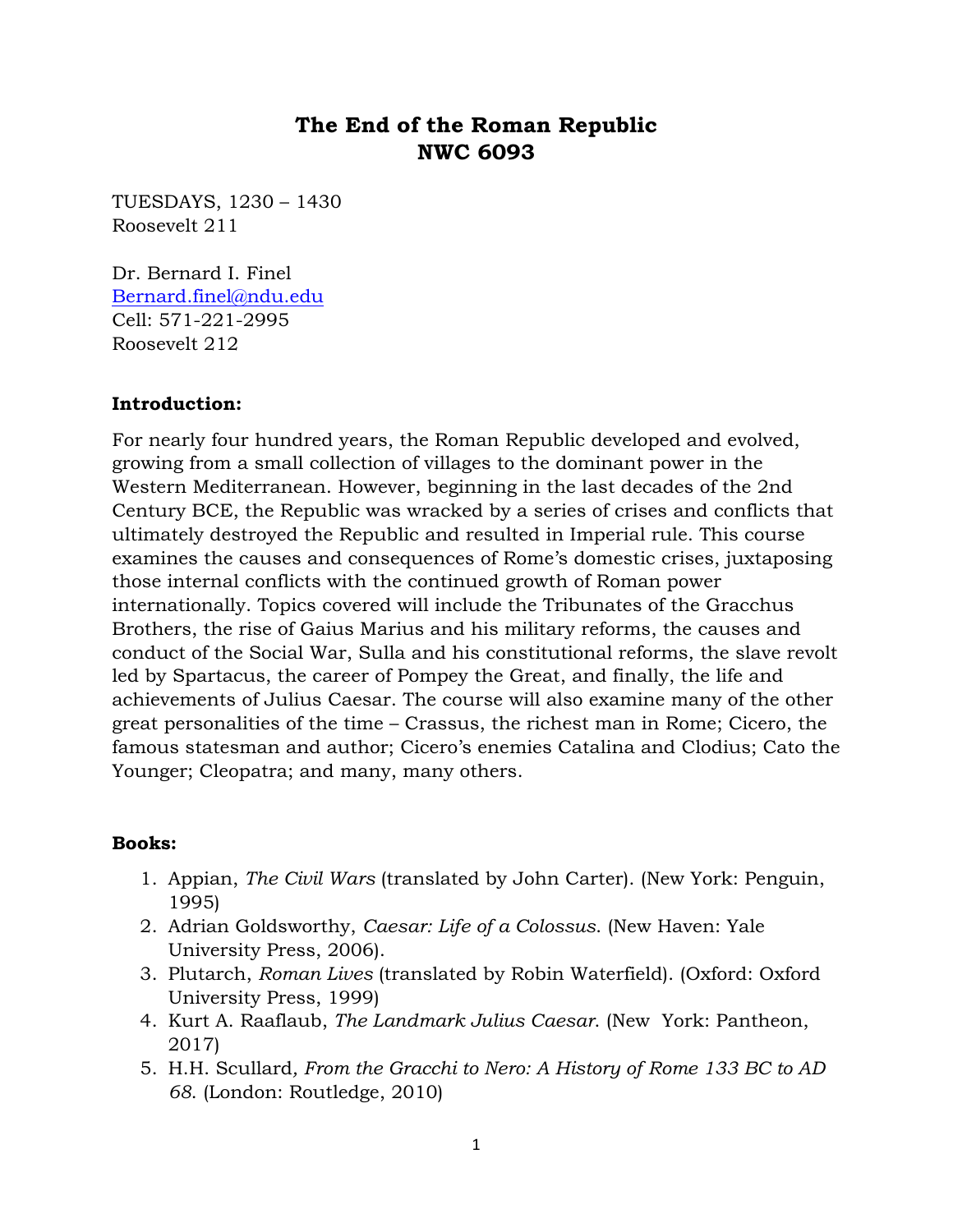# The End of the Roman Republic
# NWC 6093

TUESDAYS, 1230 – 1430
Roosevelt 211

Dr. Bernard I. Finel
Bernard.finel@ndu.edu
Cell: 571-221-2995
Roosevelt 212

**Introduction:**

For nearly four hundred years, the Roman Republic developed and evolved, growing from a small collection of villages to the dominant power in the Western Mediterranean. However, beginning in the last decades of the 2nd Century BCE, the Republic was wracked by a series of crises and conflicts that ultimately destroyed the Republic and resulted in Imperial rule. This course examines the causes and consequences of Rome's domestic crises, juxtaposing those internal conflicts with the continued growth of Roman power internationally. Topics covered will include the Tribunates of the Gracchus Brothers, the rise of Gaius Marius and his military reforms, the causes and conduct of the Social War, Sulla and his constitutional reforms, the slave revolt led by Spartacus, the career of Pompey the Great, and finally, the life and achievements of Julius Caesar. The course will also examine many of the other great personalities of the time – Crassus, the richest man in Rome; Cicero, the famous statesman and author; Cicero's enemies Catalina and Clodius; Cato the Younger; Cleopatra; and many, many others.

**Books:**

1. Appian, *The Civil Wars* (translated by John Carter). (New York: Penguin, 1995)
2. Adrian Goldsworthy, *Caesar: Life of a Colossus*. (New Haven: Yale University Press, 2006).
3. Plutarch, *Roman Lives* (translated by Robin Waterfield). (Oxford: Oxford University Press, 1999)
4. Kurt A. Raaflaub, *The Landmark Julius Caesar*. (New York: Pantheon, 2017)
5. H.H. Scullard, *From the Gracchi to Nero: A History of Rome 133 BC to AD 68*. (London: Routledge, 2010)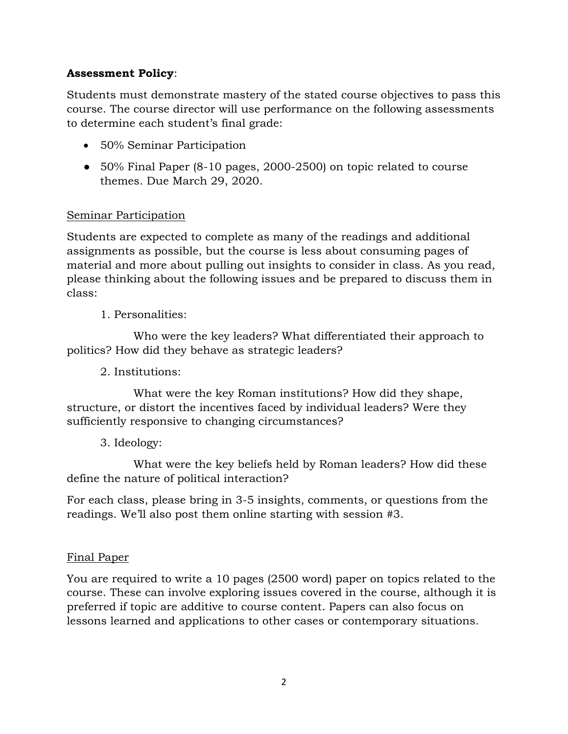**Assessment Policy**:

Students must demonstrate mastery of the stated course objectives to pass this course. The course director will use performance on the following assessments to determine each student's final grade:

- 50% Seminar Participation
- 50% Final Paper (8-10 pages, 2000-2500) on topic related to course themes. Due March 29, 2020.

<u>Seminar Participation</u>

Students are expected to complete as many of the readings and additional assignments as possible, but the course is less about consuming pages of material and more about pulling out insights to consider in class. As you read, please thinking about the following issues and be prepared to discuss them in class:

1. Personalities:

   Who were the key leaders? What differentiated their approach to politics? How did they behave as strategic leaders?

2. Institutions:

   What were the key Roman institutions? How did they shape, structure, or distort the incentives faced by individual leaders? Were they sufficiently responsive to changing circumstances?

3. Ideology:

   What were the key beliefs held by Roman leaders? How did these define the nature of political interaction?

For each class, please bring in 3-5 insights, comments, or questions from the readings. We'll also post them online starting with session #3.

<u>Final Paper</u>

You are required to write a 10 pages (2500 word) paper on topics related to the course. These can involve exploring issues covered in the course, although it is preferred if topic are additive to course content. Papers can also focus on lessons learned and applications to other cases or contemporary situations.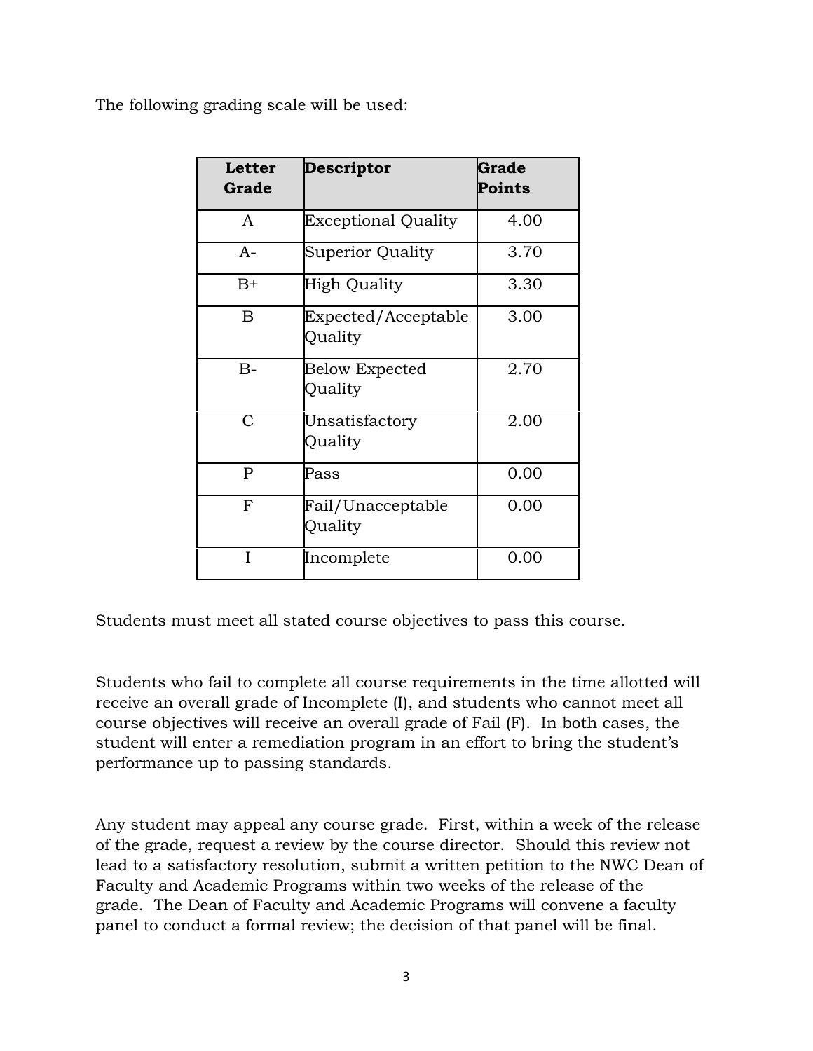The following grading scale will be used:

| Letter Grade | Descriptor | Grade Points |
|---|---|---|
| A | Exceptional Quality | 4.00 |
| A- | Superior Quality | 3.70 |
| B+ | High Quality | 3.30 |
| B | Expected/Acceptable Quality | 3.00 |
| B- | Below Expected Quality | 2.70 |
| C | Unsatisfactory Quality | 2.00 |
| P | Pass | 0.00 |
| F | Fail/Unacceptable Quality | 0.00 |
| I | Incomplete | 0.00 |

Students must meet all stated course objectives to pass this course.

Students who fail to complete all course requirements in the time allotted will receive an overall grade of Incomplete (I), and students who cannot meet all course objectives will receive an overall grade of Fail (F). In both cases, the student will enter a remediation program in an effort to bring the student's performance up to passing standards.

Any student may appeal any course grade. First, within a week of the release of the grade, request a review by the course director. Should this review not lead to a satisfactory resolution, submit a written petition to the NWC Dean of Faculty and Academic Programs within two weeks of the release of the grade. The Dean of Faculty and Academic Programs will convene a faculty panel to conduct a formal review; the decision of that panel will be final.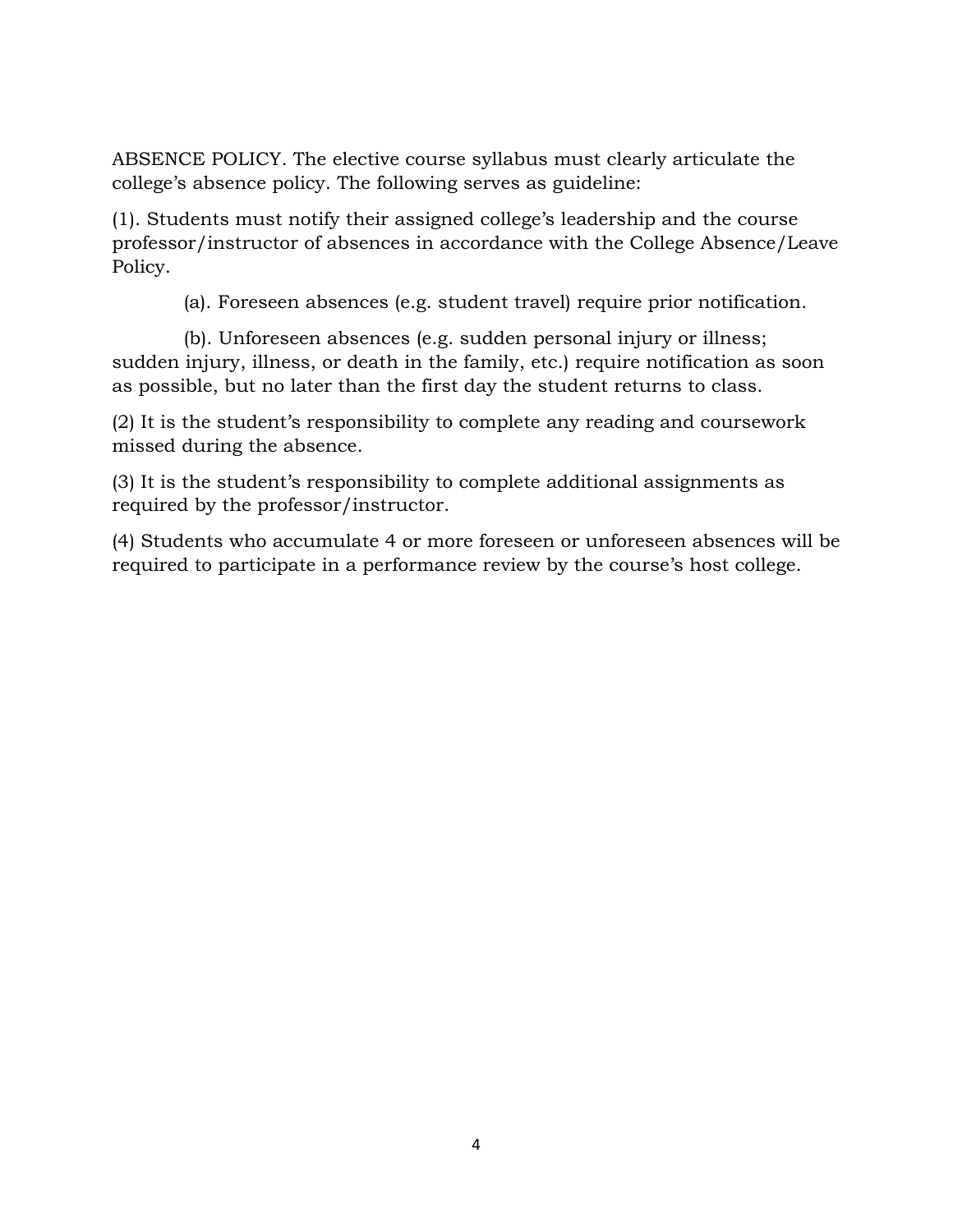ABSENCE POLICY. The elective course syllabus must clearly articulate the college's absence policy. The following serves as guideline:

(1). Students must notify their assigned college's leadership and the course professor/instructor of absences in accordance with the College Absence/Leave Policy.

(a). Foreseen absences (e.g. student travel) require prior notification.

(b). Unforeseen absences (e.g. sudden personal injury or illness; sudden injury, illness, or death in the family, etc.) require notification as soon as possible, but no later than the first day the student returns to class.

(2) It is the student's responsibility to complete any reading and coursework missed during the absence.

(3) It is the student's responsibility to complete additional assignments as required by the professor/instructor.

(4) Students who accumulate 4 or more foreseen or unforeseen absences will be required to participate in a performance review by the course's host college.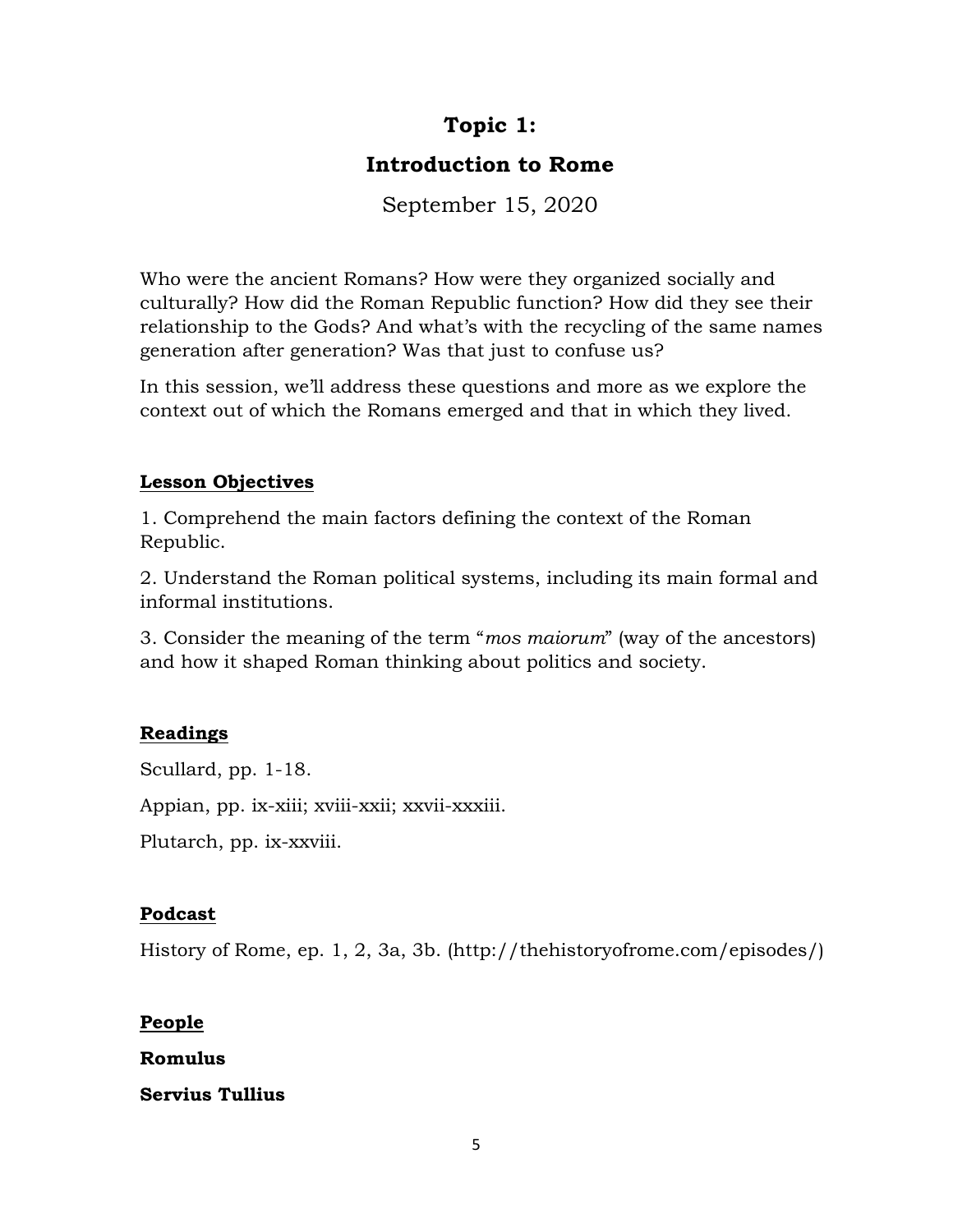# Topic 1:

# Introduction to Rome

September 15, 2020

Who were the ancient Romans? How were they organized socially and culturally? How did the Roman Republic function? How did they see their relationship to the Gods? And what's with the recycling of the same names generation after generation? Was that just to confuse us?

In this session, we'll address these questions and more as we explore the context out of which the Romans emerged and that in which they lived.

## **Lesson Objectives**

1. Comprehend the main factors defining the context of the Roman Republic.

2. Understand the Roman political systems, including its main formal and informal institutions.

3. Consider the meaning of the term "*mos maiorum*" (way of the ancestors) and how it shaped Roman thinking about politics and society.

## **Readings**

Scullard, pp. 1-18.

Appian, pp. ix-xiii; xviii-xxii; xxvii-xxxiii.

Plutarch, pp. ix-xxviii.

## **Podcast**

History of Rome, ep. 1, 2, 3a, 3b. (http://thehistoryofrome.com/episodes/)

## **People**

**Romulus**

**Servius Tullius**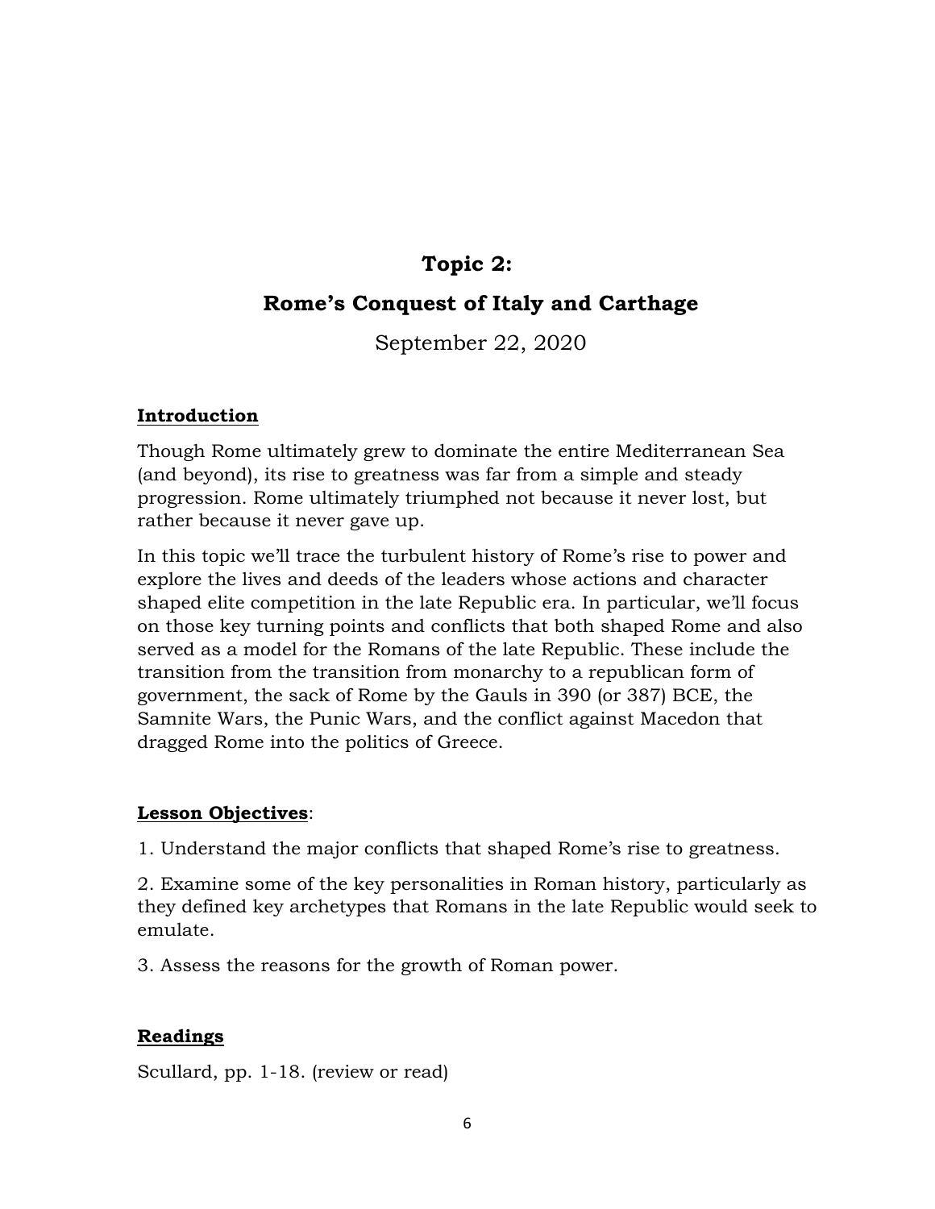# Topic 2:

# Rome's Conquest of Italy and Carthage

September 22, 2020

## Introduction

Though Rome ultimately grew to dominate the entire Mediterranean Sea (and beyond), its rise to greatness was far from a simple and steady progression. Rome ultimately triumphed not because it never lost, but rather because it never gave up.

In this topic we'll trace the turbulent history of Rome's rise to power and explore the lives and deeds of the leaders whose actions and character shaped elite competition in the late Republic era. In particular, we'll focus on those key turning points and conflicts that both shaped Rome and also served as a model for the Romans of the late Republic. These include the transition from the transition from monarchy to a republican form of government, the sack of Rome by the Gauls in 390 (or 387) BCE, the Samnite Wars, the Punic Wars, and the conflict against Macedon that dragged Rome into the politics of Greece.

## Lesson Objectives:

1. Understand the major conflicts that shaped Rome's rise to greatness.

2. Examine some of the key personalities in Roman history, particularly as they defined key archetypes that Romans in the late Republic would seek to emulate.

3. Assess the reasons for the growth of Roman power.

## Readings

Scullard, pp. 1-18. (review or read)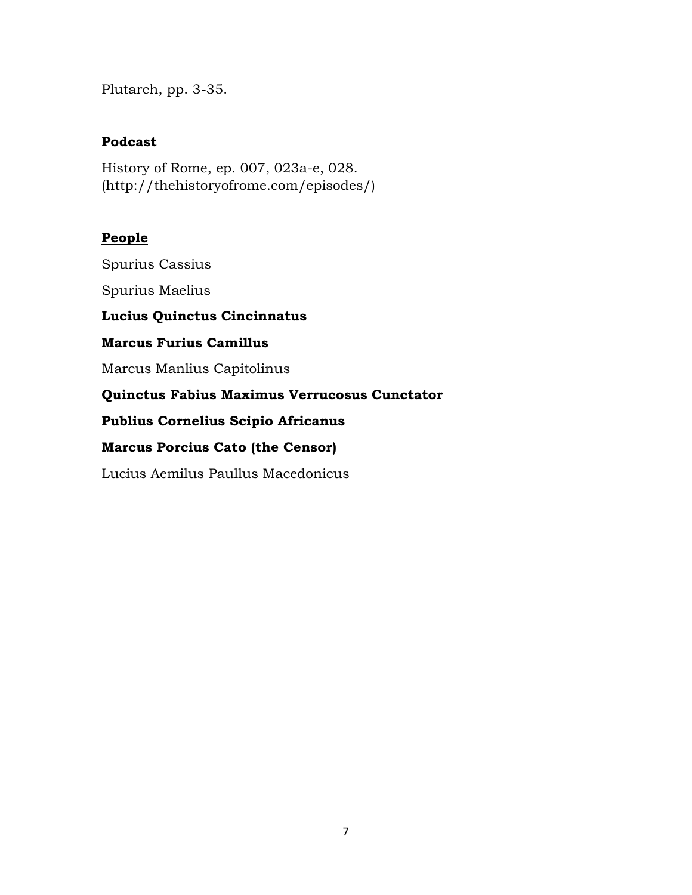Plutarch, pp. 3-35.

**<u>Podcast</u>**

History of Rome, ep. 007, 023a-e, 028.
(http://thehistoryofrome.com/episodes/)

**<u>People</u>**

Spurius Cassius

Spurius Maelius

**Lucius Quinctus Cincinnatus**

**Marcus Furius Camillus**

Marcus Manlius Capitolinus

**Quinctus Fabius Maximus Verrucosus Cunctator**

**Publius Cornelius Scipio Africanus**

**Marcus Porcius Cato (the Censor)**

Lucius Aemilus Paullus Macedonicus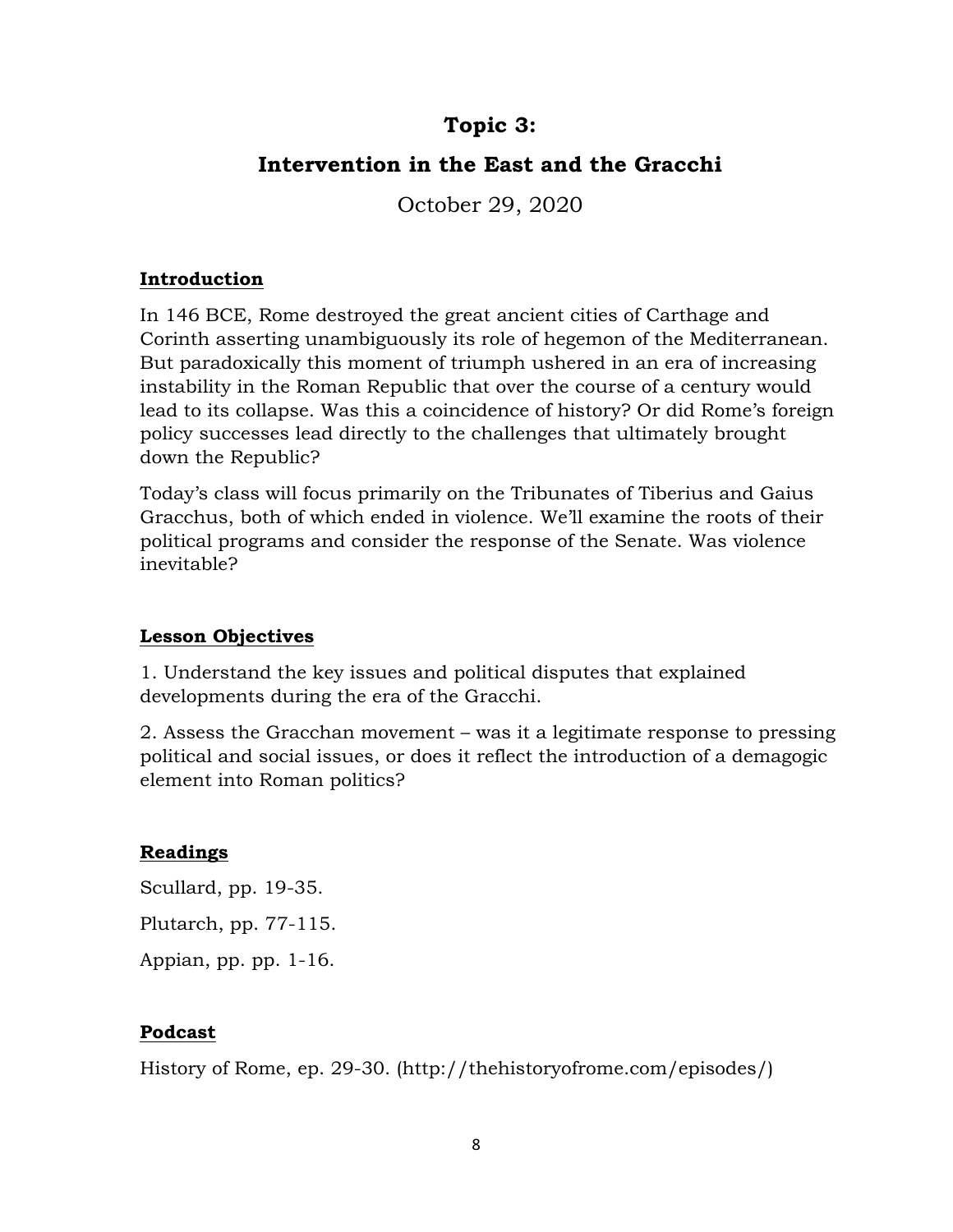# Topic 3:

# Intervention in the East and the Gracchi

October 29, 2020

## Introduction

In 146 BCE, Rome destroyed the great ancient cities of Carthage and Corinth asserting unambiguously its role of hegemon of the Mediterranean. But paradoxically this moment of triumph ushered in an era of increasing instability in the Roman Republic that over the course of a century would lead to its collapse. Was this a coincidence of history? Or did Rome's foreign policy successes lead directly to the challenges that ultimately brought down the Republic?

Today's class will focus primarily on the Tribunates of Tiberius and Gaius Gracchus, both of which ended in violence. We'll examine the roots of their political programs and consider the response of the Senate. Was violence inevitable?

## Lesson Objectives

1. Understand the key issues and political disputes that explained developments during the era of the Gracchi.

2. Assess the Gracchan movement – was it a legitimate response to pressing political and social issues, or does it reflect the introduction of a demagogic element into Roman politics?

## Readings

Scullard, pp. 19-35.

Plutarch, pp. 77-115.

Appian, pp. pp. 1-16.

## Podcast

History of Rome, ep. 29-30. (http://thehistoryofrome.com/episodes/)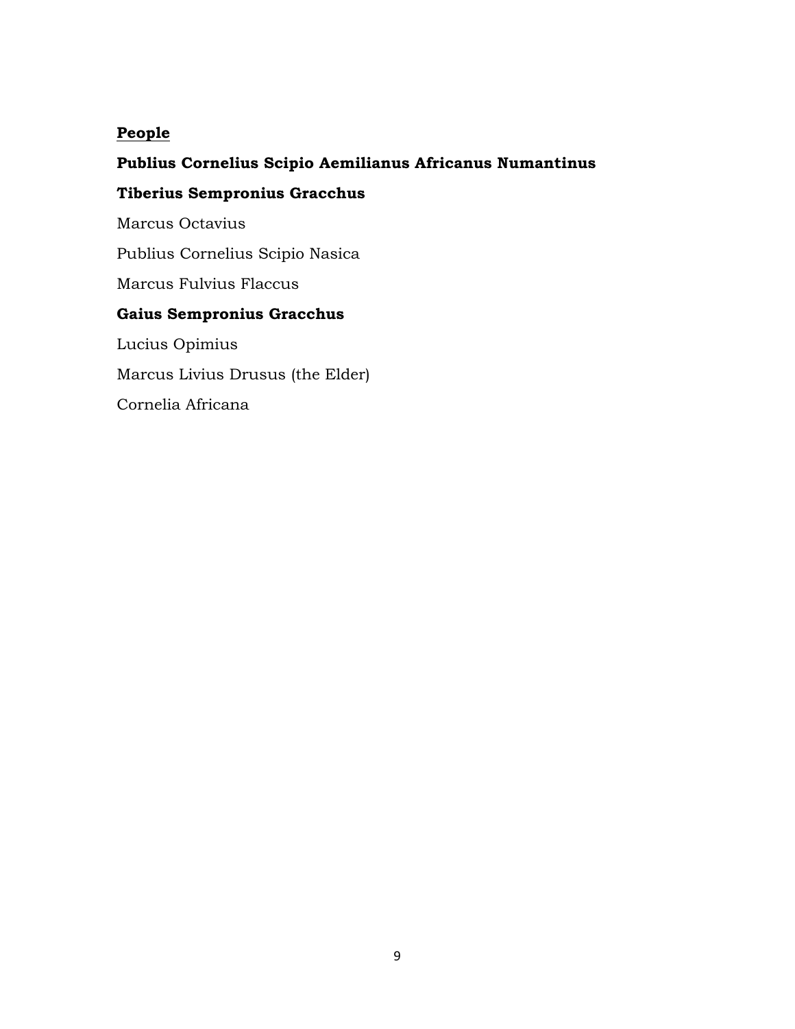**People**

**Publius Cornelius Scipio Aemilianus Africanus Numantinus**

**Tiberius Sempronius Gracchus**

Marcus Octavius

Publius Cornelius Scipio Nasica

Marcus Fulvius Flaccus

**Gaius Sempronius Gracchus**

Lucius Opimius

Marcus Livius Drusus (the Elder)

Cornelia Africana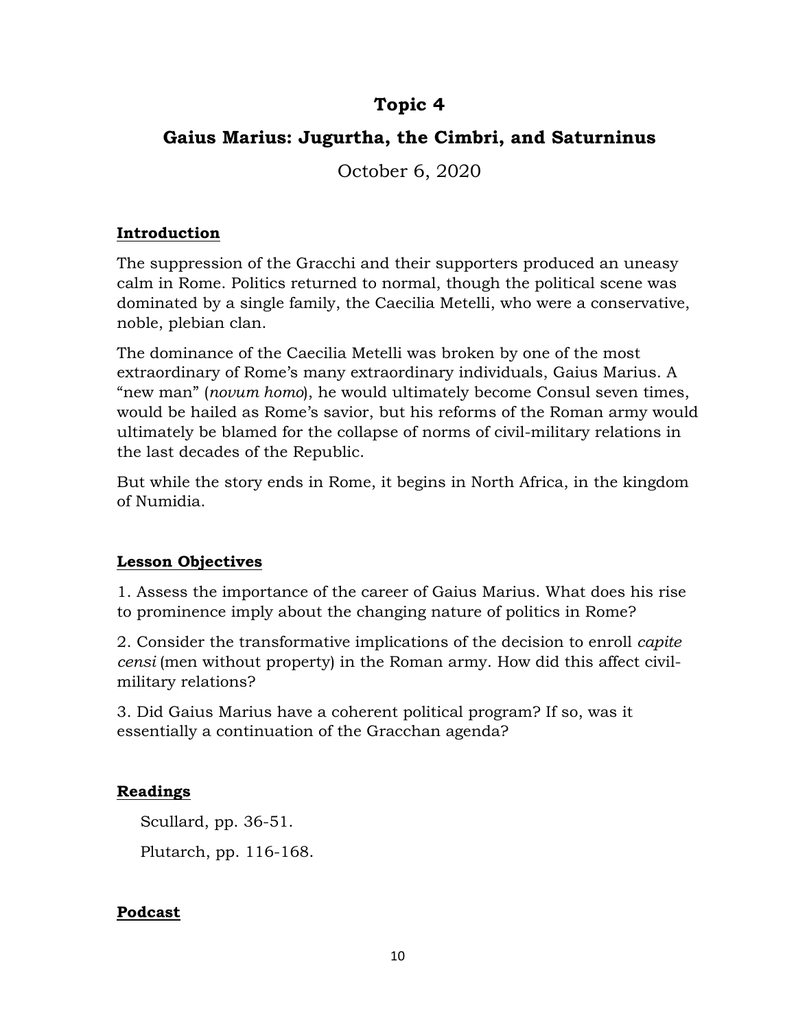# Topic 4

## Gaius Marius: Jugurtha, the Cimbri, and Saturninus

October 6, 2020

### Introduction

The suppression of the Gracchi and their supporters produced an uneasy calm in Rome. Politics returned to normal, though the political scene was dominated by a single family, the Caecilia Metelli, who were a conservative, noble, plebian clan.

The dominance of the Caecilia Metelli was broken by one of the most extraordinary of Rome's many extraordinary individuals, Gaius Marius. A "new man" (*novum homo*), he would ultimately become Consul seven times, would be hailed as Rome's savior, but his reforms of the Roman army would ultimately be blamed for the collapse of norms of civil-military relations in the last decades of the Republic.

But while the story ends in Rome, it begins in North Africa, in the kingdom of Numidia.

### Lesson Objectives

1. Assess the importance of the career of Gaius Marius. What does his rise to prominence imply about the changing nature of politics in Rome?

2. Consider the transformative implications of the decision to enroll *capite censi* (men without property) in the Roman army. How did this affect civil-military relations?

3. Did Gaius Marius have a coherent political program? If so, was it essentially a continuation of the Gracchan agenda?

### Readings

Scullard, pp. 36-51.

Plutarch, pp. 116-168.

### Podcast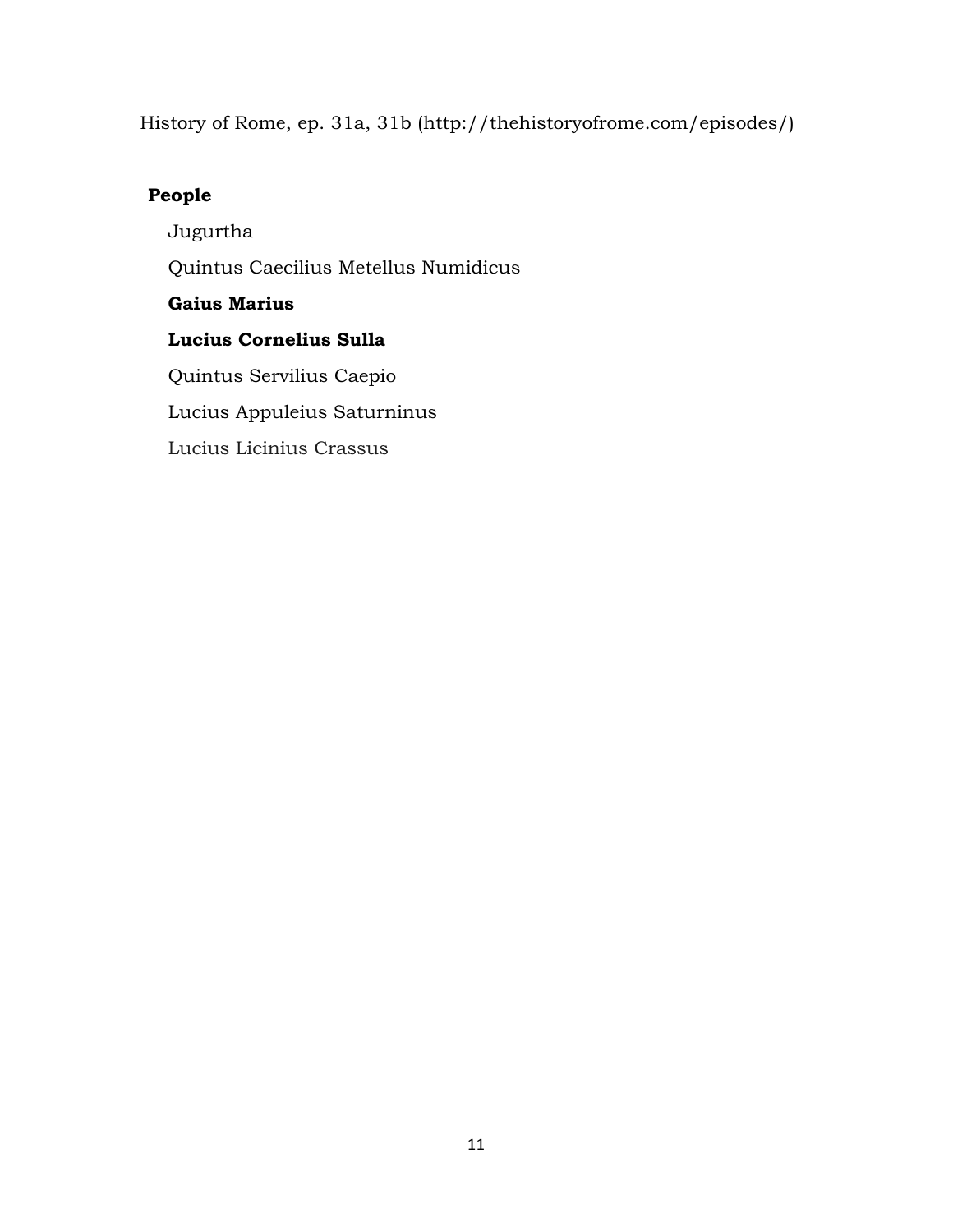History of Rome, ep. 31a, 31b (http://thehistoryofrome.com/episodes/)

**People**

Jugurtha

Quintus Caecilius Metellus Numidicus

**Gaius Marius**

**Lucius Cornelius Sulla**

Quintus Servilius Caepio

Lucius Appuleius Saturninus

Lucius Licinius Crassus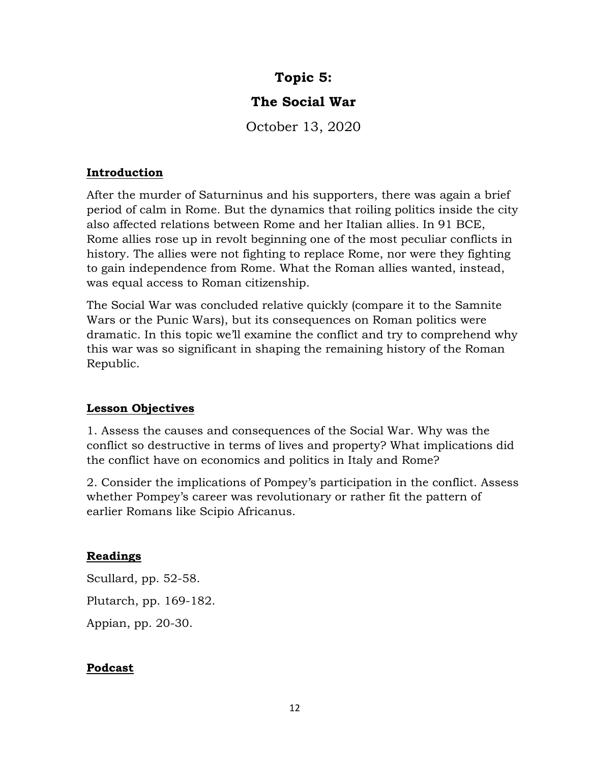# Topic 5:

# The Social War

October 13, 2020

## Introduction

After the murder of Saturninus and his supporters, there was again a brief period of calm in Rome. But the dynamics that roiling politics inside the city also affected relations between Rome and her Italian allies. In 91 BCE, Rome allies rose up in revolt beginning one of the most peculiar conflicts in history. The allies were not fighting to replace Rome, nor were they fighting to gain independence from Rome. What the Roman allies wanted, instead, was equal access to Roman citizenship.

The Social War was concluded relative quickly (compare it to the Samnite Wars or the Punic Wars), but its consequences on Roman politics were dramatic. In this topic we'll examine the conflict and try to comprehend why this war was so significant in shaping the remaining history of the Roman Republic.

## Lesson Objectives

1. Assess the causes and consequences of the Social War. Why was the conflict so destructive in terms of lives and property? What implications did the conflict have on economics and politics in Italy and Rome?

2. Consider the implications of Pompey's participation in the conflict. Assess whether Pompey's career was revolutionary or rather fit the pattern of earlier Romans like Scipio Africanus.

## Readings

Scullard, pp. 52-58.

Plutarch, pp. 169-182.

Appian, pp. 20-30.

## Podcast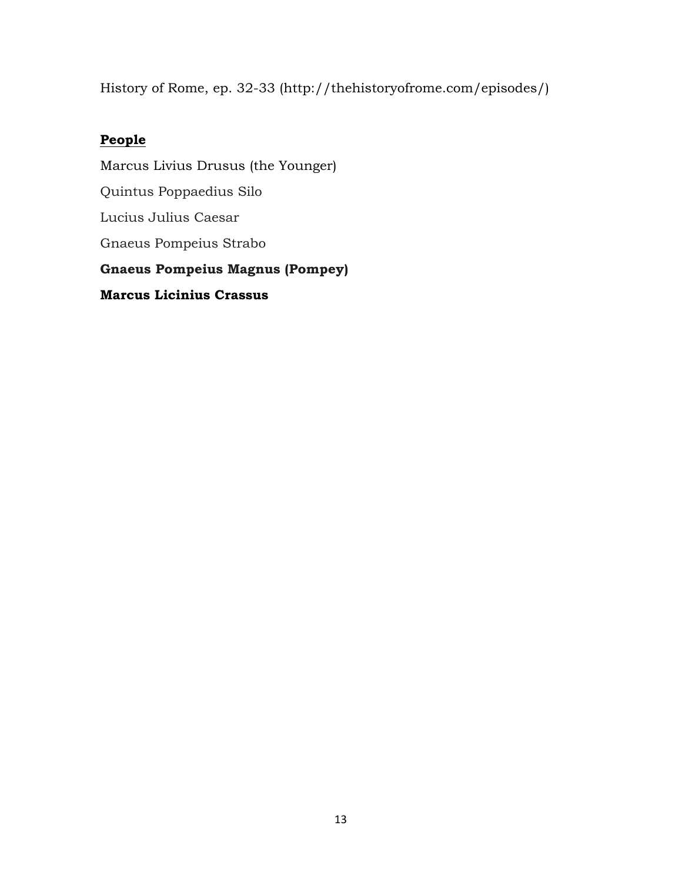History of Rome, ep. 32-33 (http://thehistoryofrome.com/episodes/)

**People**

Marcus Livius Drusus (the Younger)

Quintus Poppaedius Silo

Lucius Julius Caesar

Gnaeus Pompeius Strabo

**Gnaeus Pompeius Magnus (Pompey)**

**Marcus Licinius Crassus**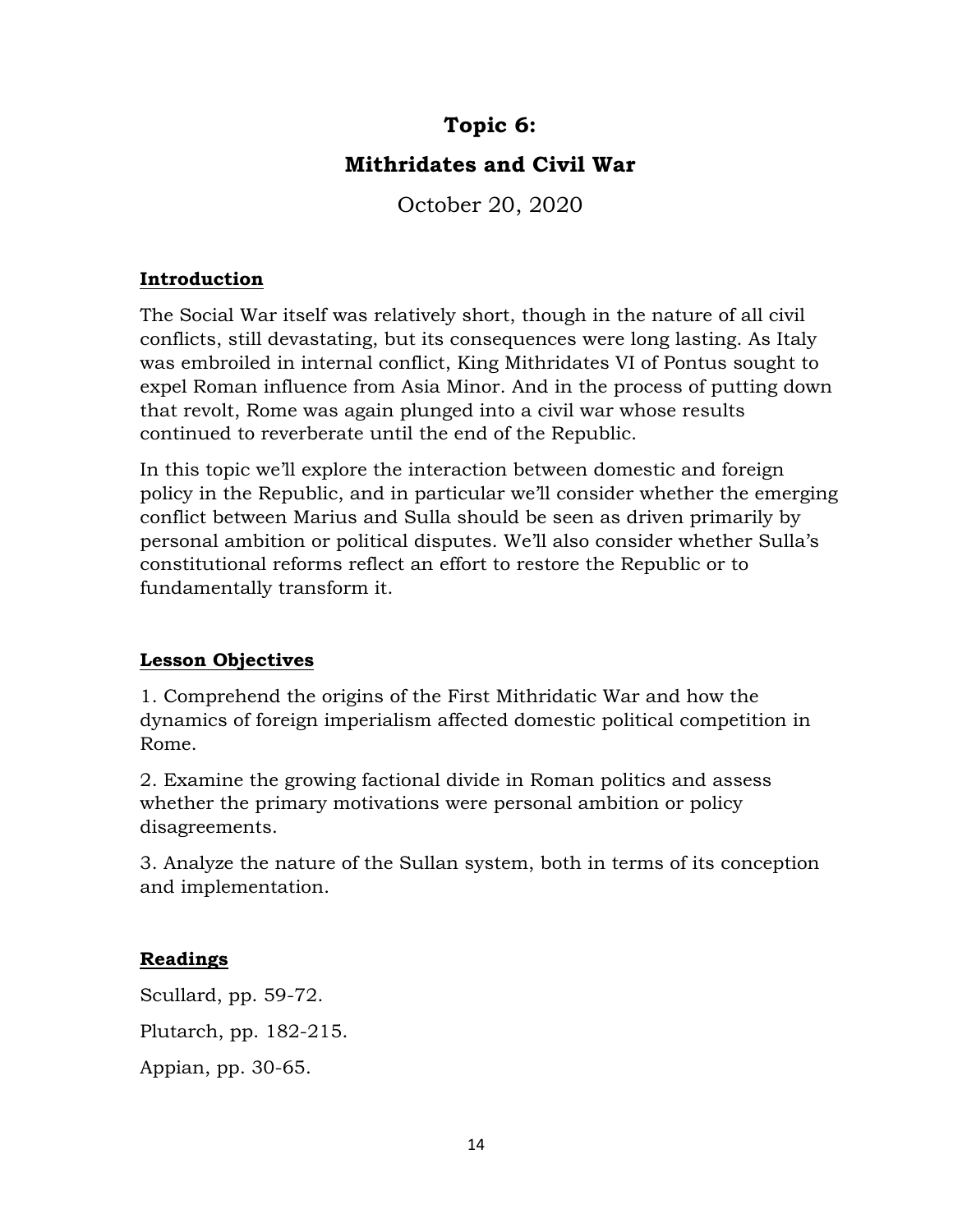# Topic 6:

# Mithridates and Civil War

October 20, 2020

## Introduction

The Social War itself was relatively short, though in the nature of all civil conflicts, still devastating, but its consequences were long lasting. As Italy was embroiled in internal conflict, King Mithridates VI of Pontus sought to expel Roman influence from Asia Minor. And in the process of putting down that revolt, Rome was again plunged into a civil war whose results continued to reverberate until the end of the Republic.

In this topic we'll explore the interaction between domestic and foreign policy in the Republic, and in particular we'll consider whether the emerging conflict between Marius and Sulla should be seen as driven primarily by personal ambition or political disputes. We'll also consider whether Sulla's constitutional reforms reflect an effort to restore the Republic or to fundamentally transform it.

## Lesson Objectives

1. Comprehend the origins of the First Mithridatic War and how the dynamics of foreign imperialism affected domestic political competition in Rome.

2. Examine the growing factional divide in Roman politics and assess whether the primary motivations were personal ambition or policy disagreements.

3. Analyze the nature of the Sullan system, both in terms of its conception and implementation.

## Readings

Scullard, pp. 59-72.

Plutarch, pp. 182-215.

Appian, pp. 30-65.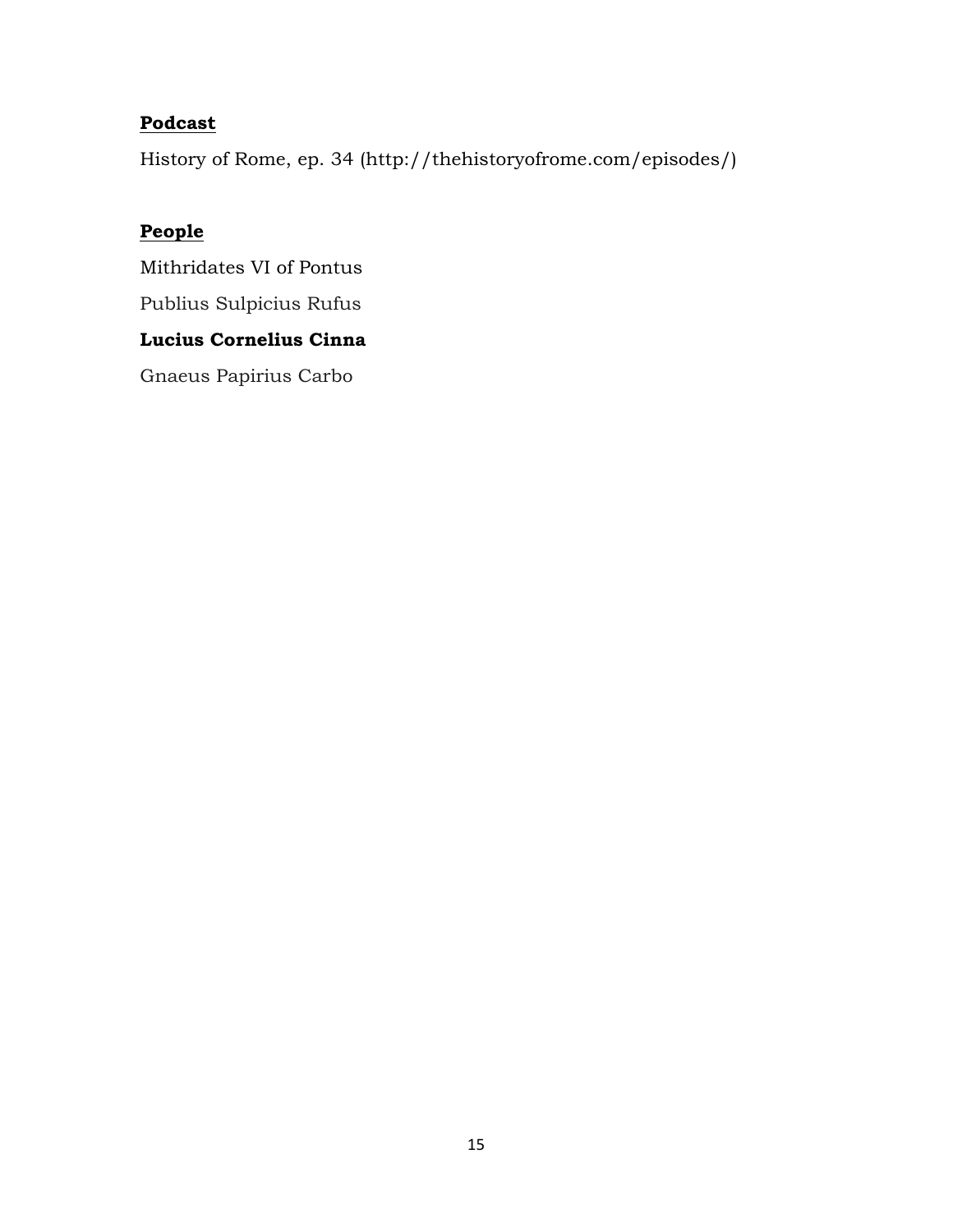**Podcast**

History of Rome, ep. 34 (http://thehistoryofrome.com/episodes/)

**People**

Mithridates VI of Pontus

Publius Sulpicius Rufus

**Lucius Cornelius Cinna**

Gnaeus Papirius Carbo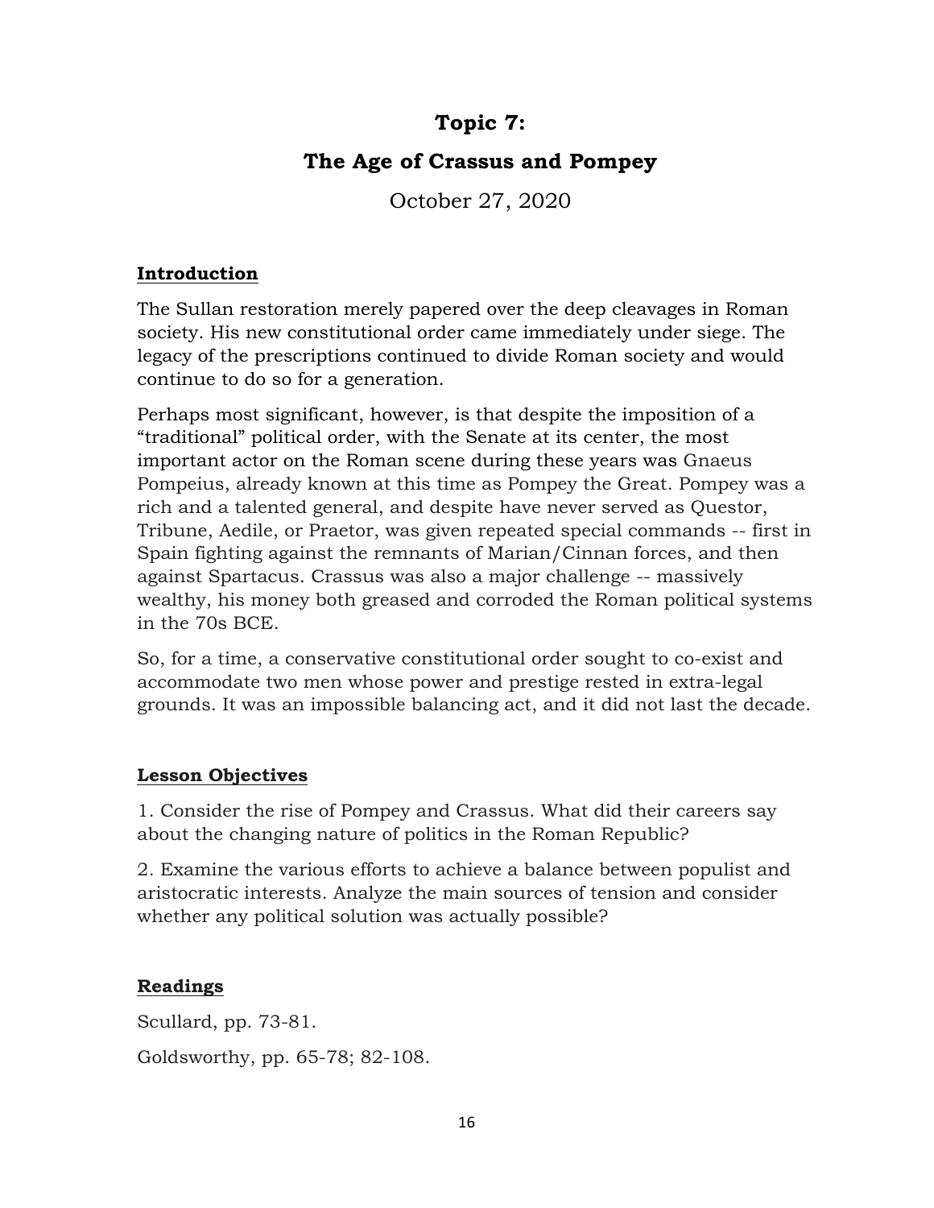# Topic 7:

# The Age of Crassus and Pompey

October 27, 2020

## Introduction

The Sullan restoration merely papered over the deep cleavages in Roman society. His new constitutional order came immediately under siege. The legacy of the prescriptions continued to divide Roman society and would continue to do so for a generation.

Perhaps most significant, however, is that despite the imposition of a "traditional" political order, with the Senate at its center, the most important actor on the Roman scene during these years was Gnaeus Pompeius, already known at this time as Pompey the Great. Pompey was a rich and a talented general, and despite have never served as Questor, Tribune, Aedile, or Praetor, was given repeated special commands -- first in Spain fighting against the remnants of Marian/Cinnan forces, and then against Spartacus. Crassus was also a major challenge -- massively wealthy, his money both greased and corroded the Roman political systems in the 70s BCE.

So, for a time, a conservative constitutional order sought to co-exist and accommodate two men whose power and prestige rested in extra-legal grounds. It was an impossible balancing act, and it did not last the decade.

## Lesson Objectives

1. Consider the rise of Pompey and Crassus. What did their careers say about the changing nature of politics in the Roman Republic?

2. Examine the various efforts to achieve a balance between populist and aristocratic interests. Analyze the main sources of tension and consider whether any political solution was actually possible?

## Readings

Scullard, pp. 73-81.

Goldsworthy, pp. 65-78; 82-108.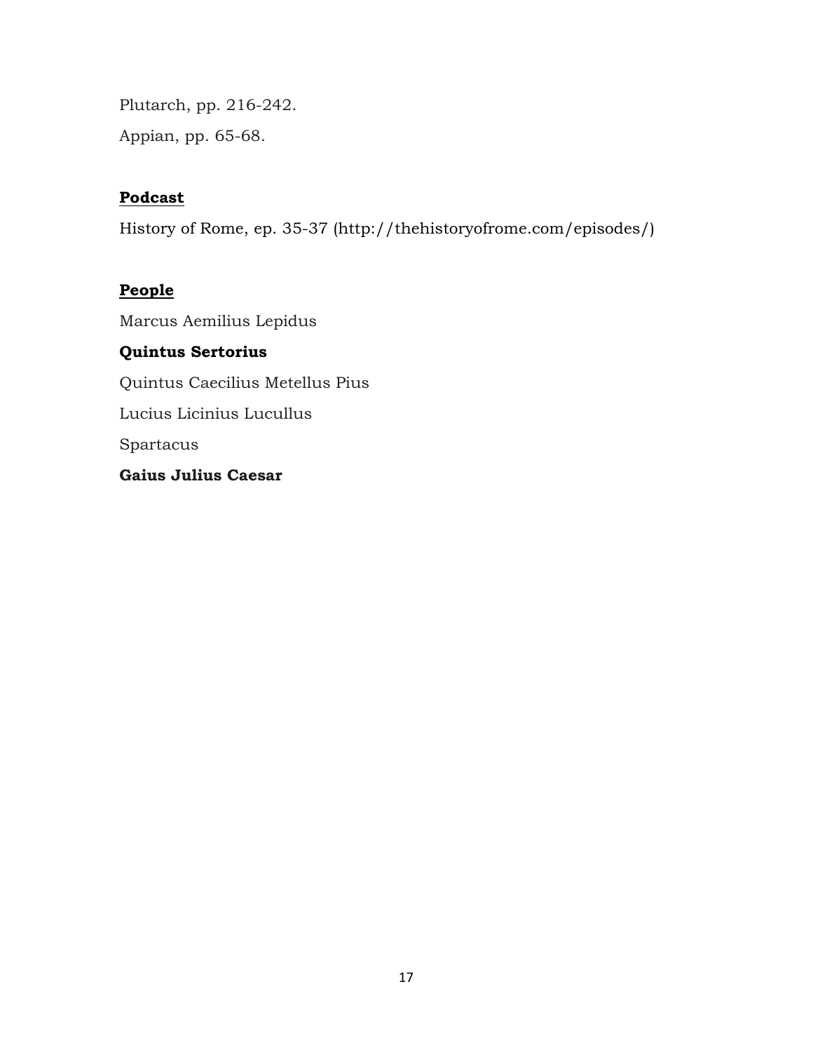Plutarch, pp. 216-242.

Appian, pp. 65-68.

## Podcast

History of Rome, ep. 35-37 (http://thehistoryofrome.com/episodes/)

## People

Marcus Aemilius Lepidus

**Quintus Sertorius**

Quintus Caecilius Metellus Pius

Lucius Licinius Lucullus

Spartacus

**Gaius Julius Caesar**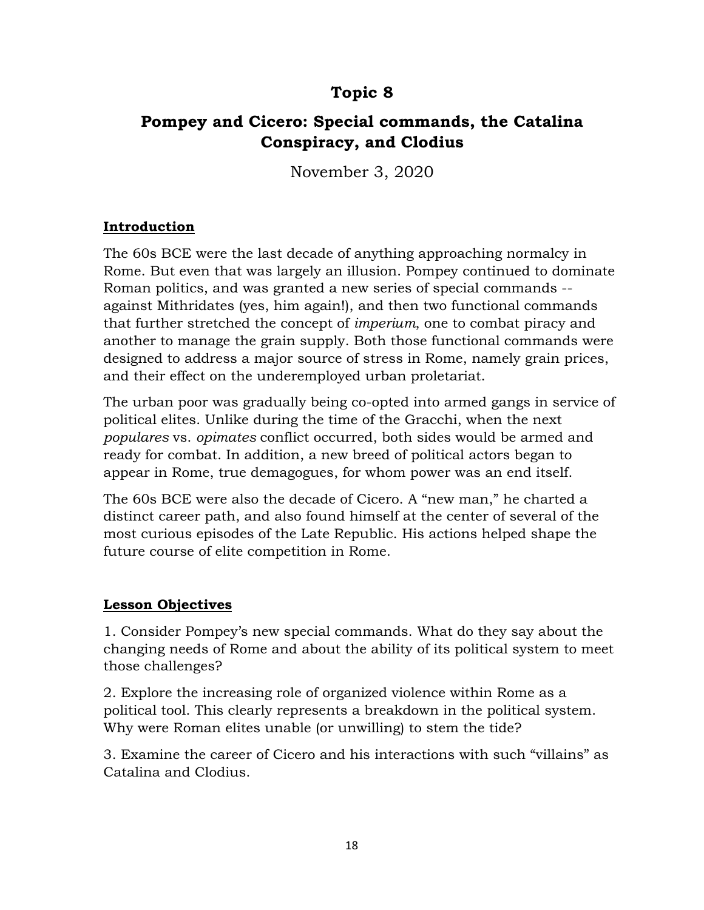# Topic 8

## Pompey and Cicero: Special commands, the Catalina Conspiracy, and Clodius

November 3, 2020

### Introduction

The 60s BCE were the last decade of anything approaching normalcy in Rome. But even that was largely an illusion. Pompey continued to dominate Roman politics, and was granted a new series of special commands -- against Mithridates (yes, him again!), and then two functional commands that further stretched the concept of *imperium*, one to combat piracy and another to manage the grain supply. Both those functional commands were designed to address a major source of stress in Rome, namely grain prices, and their effect on the underemployed urban proletariat.

The urban poor was gradually being co-opted into armed gangs in service of political elites. Unlike during the time of the Gracchi, when the next *populares* vs. *opimates* conflict occurred, both sides would be armed and ready for combat. In addition, a new breed of political actors began to appear in Rome, true demagogues, for whom power was an end itself.

The 60s BCE were also the decade of Cicero. A "new man," he charted a distinct career path, and also found himself at the center of several of the most curious episodes of the Late Republic. His actions helped shape the future course of elite competition in Rome.

### Lesson Objectives

1. Consider Pompey's new special commands. What do they say about the changing needs of Rome and about the ability of its political system to meet those challenges?

2. Explore the increasing role of organized violence within Rome as a political tool. This clearly represents a breakdown in the political system. Why were Roman elites unable (or unwilling) to stem the tide?

3. Examine the career of Cicero and his interactions with such "villains" as Catalina and Clodius.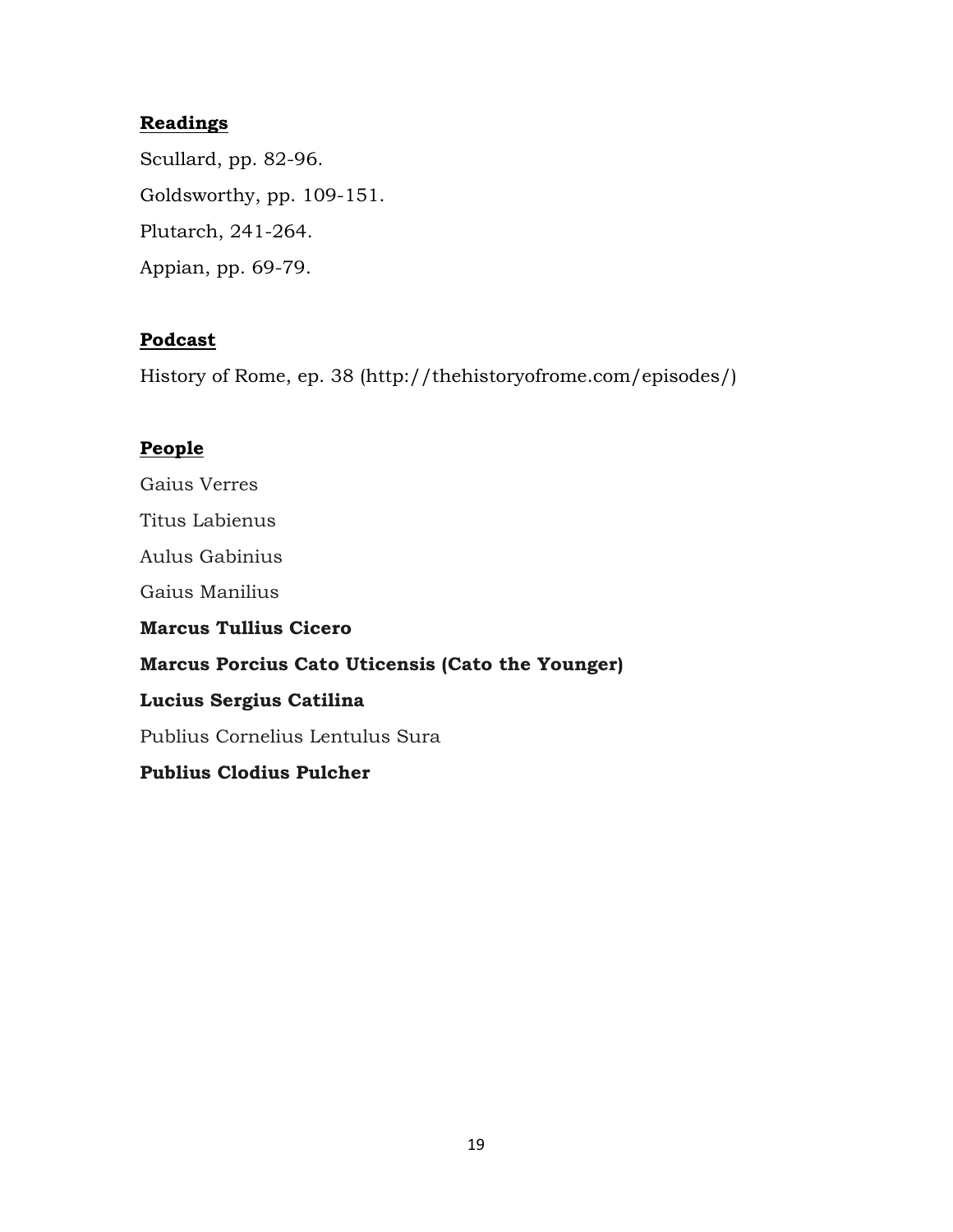**Readings**

Scullard, pp. 82-96.

Goldsworthy, pp. 109-151.

Plutarch, 241-264.

Appian, pp. 69-79.

**Podcast**

History of Rome, ep. 38 (http://thehistoryofrome.com/episodes/)

**People**

Gaius Verres

Titus Labienus

Aulus Gabinius

Gaius Manilius

**Marcus Tullius Cicero**

**Marcus Porcius Cato Uticensis (Cato the Younger)**

**Lucius Sergius Catilina**

Publius Cornelius Lentulus Sura

**Publius Clodius Pulcher**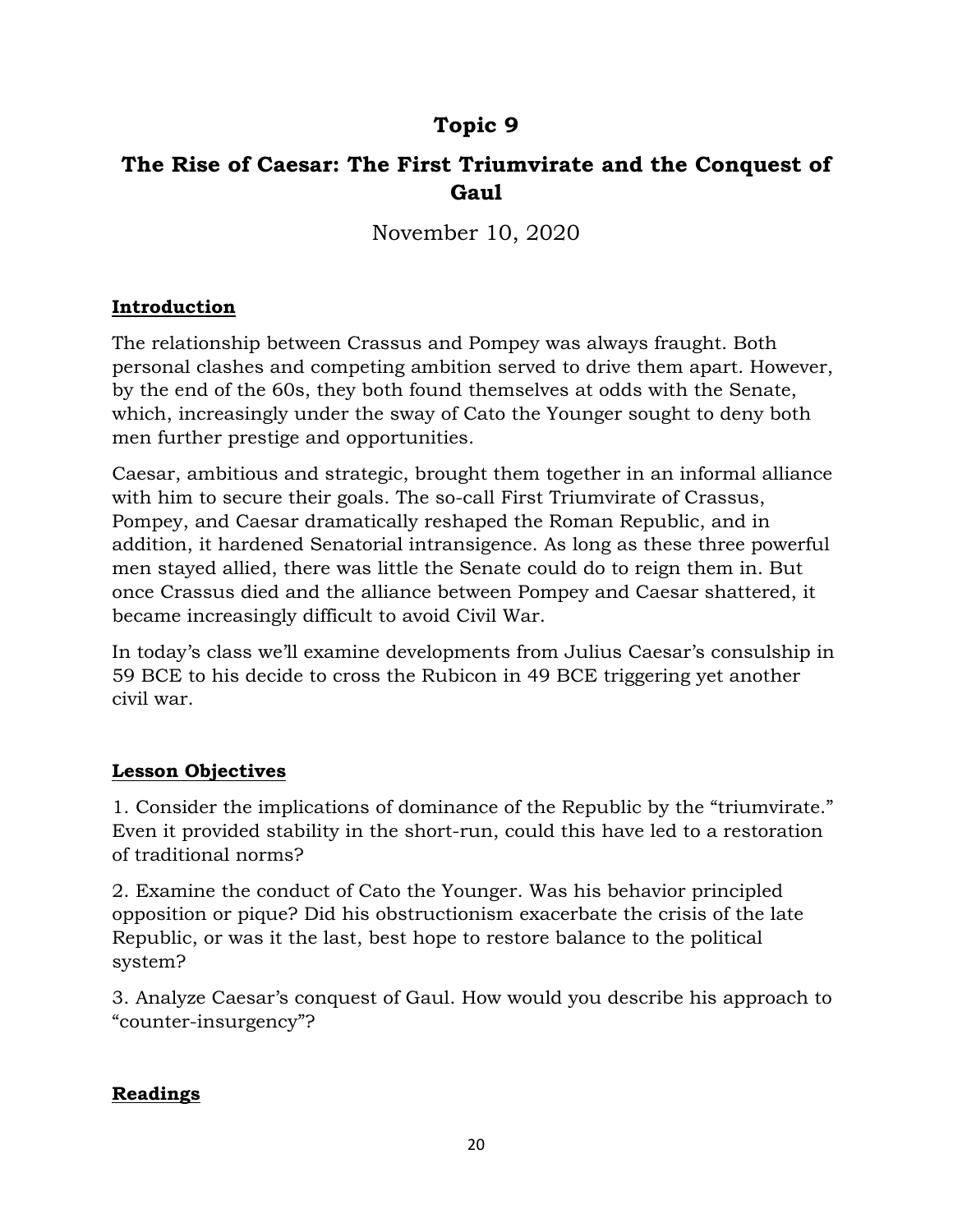# Topic 9

## The Rise of Caesar: The First Triumvirate and the Conquest of Gaul

November 10, 2020

**Introduction**

The relationship between Crassus and Pompey was always fraught. Both personal clashes and competing ambition served to drive them apart. However, by the end of the 60s, they both found themselves at odds with the Senate, which, increasingly under the sway of Cato the Younger sought to deny both men further prestige and opportunities.

Caesar, ambitious and strategic, brought them together in an informal alliance with him to secure their goals. The so-call First Triumvirate of Crassus, Pompey, and Caesar dramatically reshaped the Roman Republic, and in addition, it hardened Senatorial intransigence. As long as these three powerful men stayed allied, there was little the Senate could do to reign them in. But once Crassus died and the alliance between Pompey and Caesar shattered, it became increasingly difficult to avoid Civil War.

In today's class we'll examine developments from Julius Caesar's consulship in 59 BCE to his decide to cross the Rubicon in 49 BCE triggering yet another civil war.

**Lesson Objectives**

1. Consider the implications of dominance of the Republic by the "triumvirate." Even it provided stability in the short-run, could this have led to a restoration of traditional norms?

2. Examine the conduct of Cato the Younger. Was his behavior principled opposition or pique? Did his obstructionism exacerbate the crisis of the late Republic, or was it the last, best hope to restore balance to the political system?

3. Analyze Caesar's conquest of Gaul. How would you describe his approach to "counter-insurgency"?

**Readings**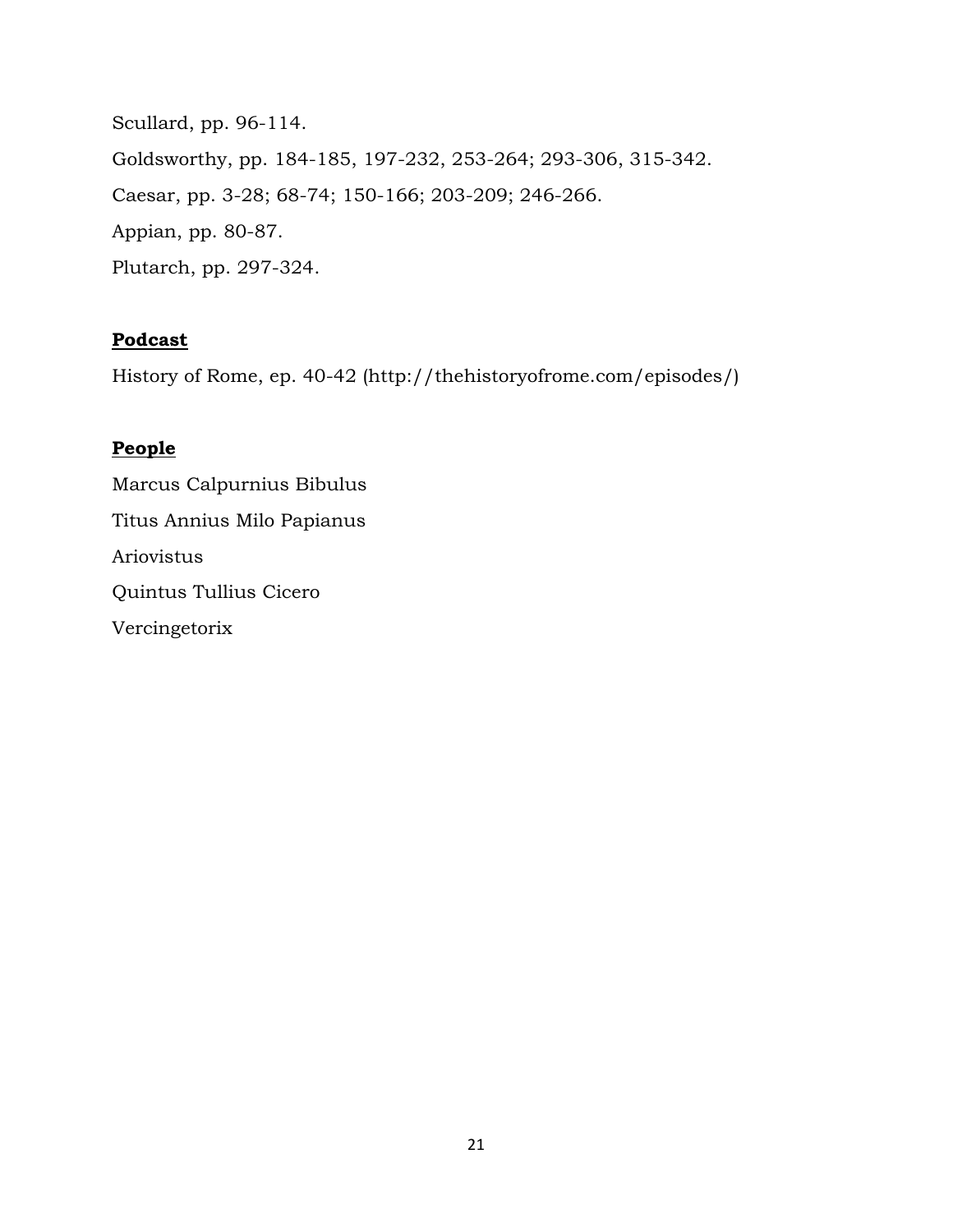Scullard, pp. 96-114.

Goldsworthy, pp. 184-185, 197-232, 253-264; 293-306, 315-342.

Caesar, pp. 3-28; 68-74; 150-166; 203-209; 246-266.

Appian, pp. 80-87.

Plutarch, pp. 297-324.

**Podcast**

History of Rome, ep. 40-42 (http://thehistoryofrome.com/episodes/)

**People**

Marcus Calpurnius Bibulus

Titus Annius Milo Papianus

Ariovistus

Quintus Tullius Cicero

Vercingetorix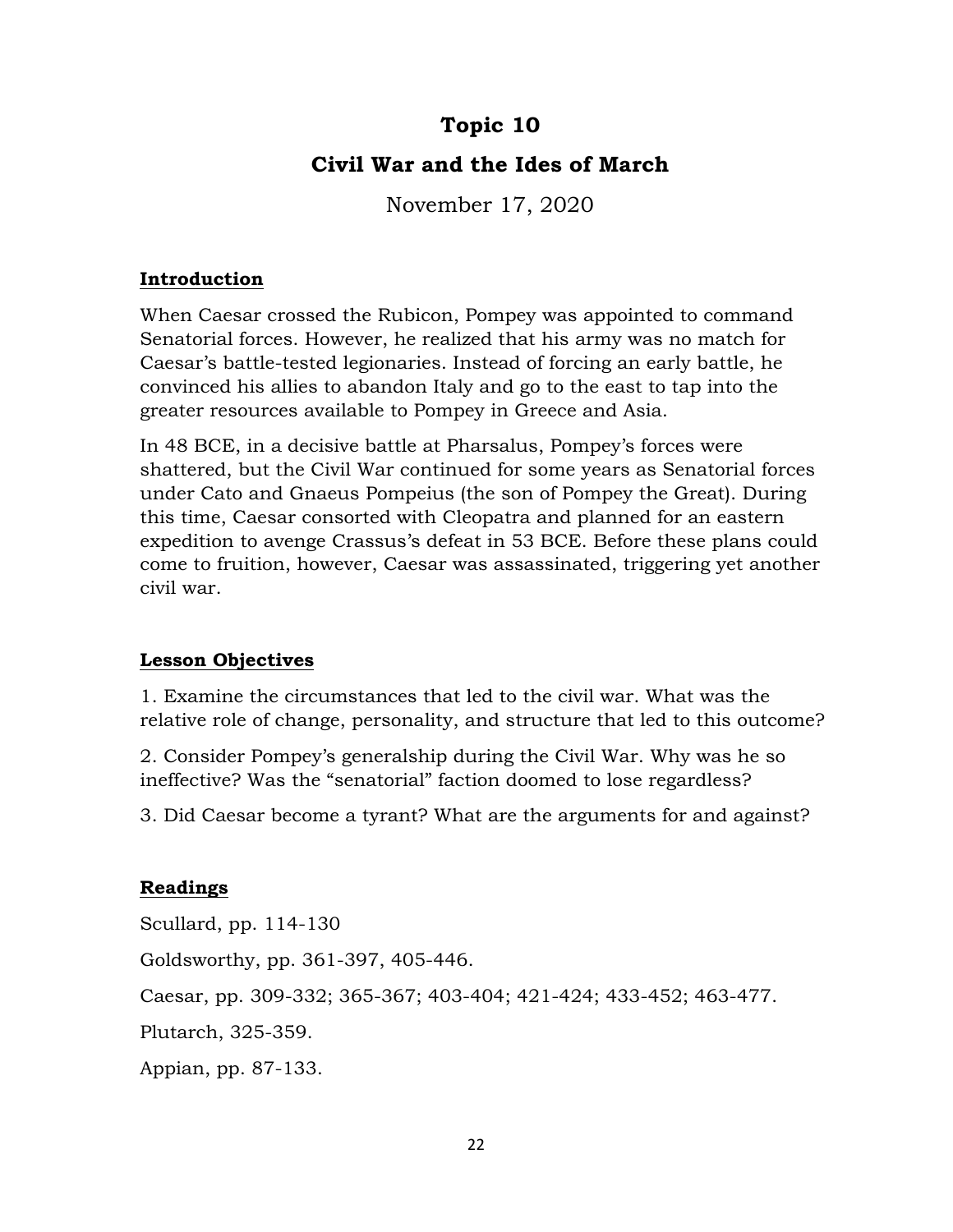# Topic 10

## Civil War and the Ides of March

November 17, 2020

### Introduction

When Caesar crossed the Rubicon, Pompey was appointed to command Senatorial forces. However, he realized that his army was no match for Caesar's battle-tested legionaries. Instead of forcing an early battle, he convinced his allies to abandon Italy and go to the east to tap into the greater resources available to Pompey in Greece and Asia.

In 48 BCE, in a decisive battle at Pharsalus, Pompey's forces were shattered, but the Civil War continued for some years as Senatorial forces under Cato and Gnaeus Pompeius (the son of Pompey the Great). During this time, Caesar consorted with Cleopatra and planned for an eastern expedition to avenge Crassus's defeat in 53 BCE. Before these plans could come to fruition, however, Caesar was assassinated, triggering yet another civil war.

### Lesson Objectives

1. Examine the circumstances that led to the civil war. What was the relative role of change, personality, and structure that led to this outcome?

2. Consider Pompey's generalship during the Civil War. Why was he so ineffective? Was the "senatorial" faction doomed to lose regardless?

3. Did Caesar become a tyrant? What are the arguments for and against?

### Readings

Scullard, pp. 114-130

Goldsworthy, pp. 361-397, 405-446.

Caesar, pp. 309-332; 365-367; 403-404; 421-424; 433-452; 463-477.

Plutarch, 325-359.

Appian, pp. 87-133.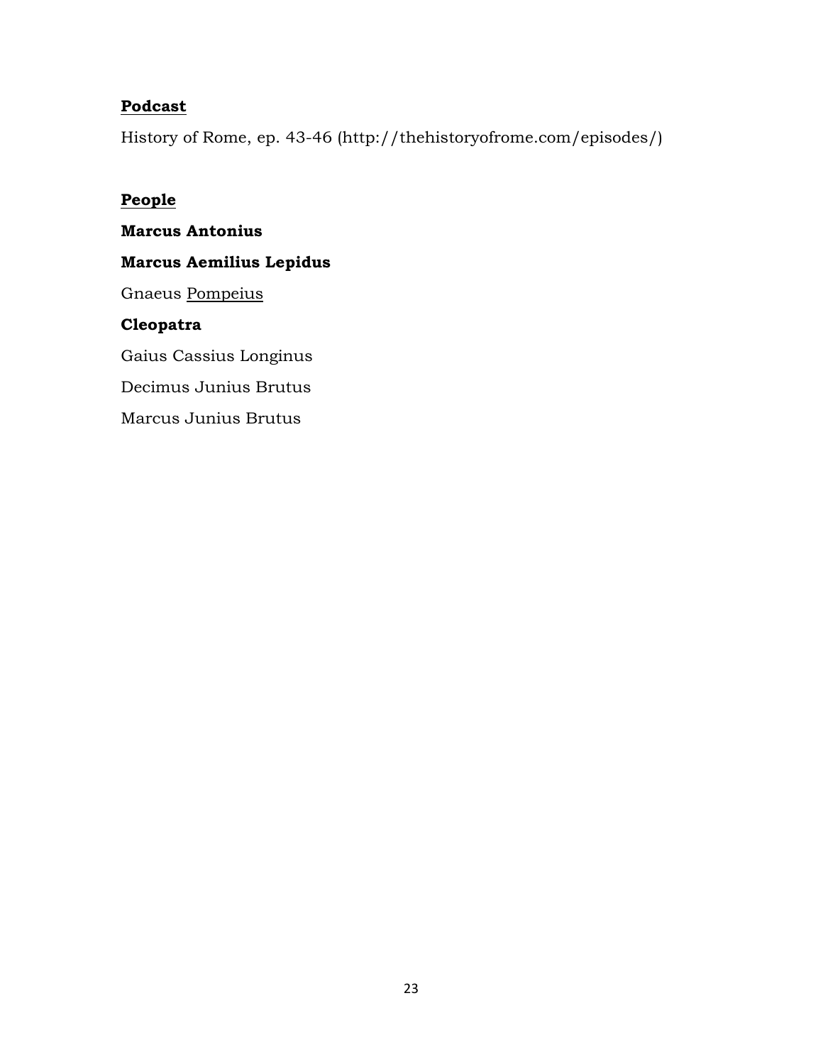**<u>Podcast</u>**

History of Rome, ep. 43-46 (http://thehistoryofrome.com/episodes/)

**<u>People</u>**

**Marcus Antonius**

**Marcus Aemilius Lepidus**

Gnaeus <u>Pompeius</u>

**Cleopatra**

Gaius Cassius Longinus

Decimus Junius Brutus

Marcus Junius Brutus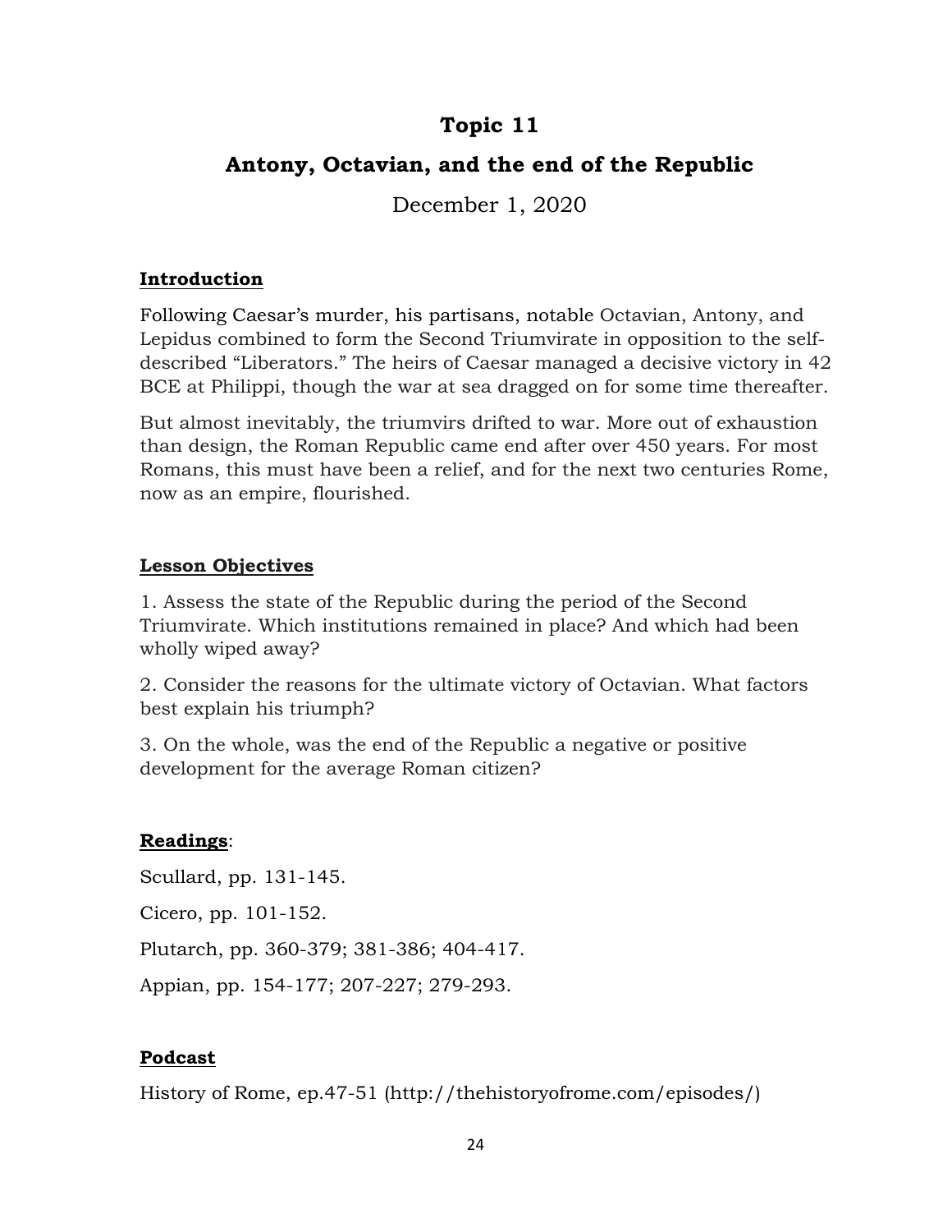# Topic 11

## Antony, Octavian, and the end of the Republic

December 1, 2020

### Introduction

Following Caesar's murder, his partisans, notable Octavian, Antony, and Lepidus combined to form the Second Triumvirate in opposition to the self-described "Liberators." The heirs of Caesar managed a decisive victory in 42 BCE at Philippi, though the war at sea dragged on for some time thereafter.

But almost inevitably, the triumvirs drifted to war. More out of exhaustion than design, the Roman Republic came end after over 450 years. For most Romans, this must have been a relief, and for the next two centuries Rome, now as an empire, flourished.

### Lesson Objectives

1. Assess the state of the Republic during the period of the Second Triumvirate. Which institutions remained in place? And which had been wholly wiped away?

2. Consider the reasons for the ultimate victory of Octavian. What factors best explain his triumph?

3. On the whole, was the end of the Republic a negative or positive development for the average Roman citizen?

### Readings:

Scullard, pp. 131-145.

Cicero, pp. 101-152.

Plutarch, pp. 360-379; 381-386; 404-417.

Appian, pp. 154-177; 207-227; 279-293.

### Podcast

History of Rome, ep.47-51 (http://thehistoryofrome.com/episodes/)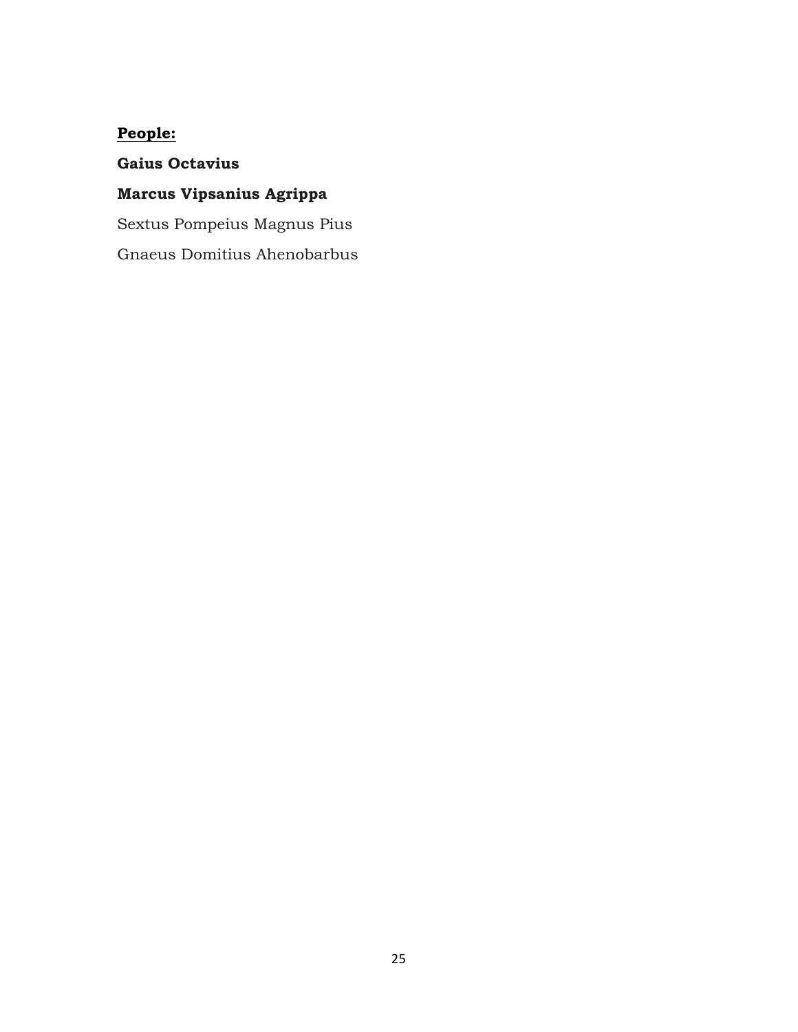**<u>People:</u>**

**Gaius Octavius**

**Marcus Vipsanius Agrippa**

Sextus Pompeius Magnus Pius

Gnaeus Domitius Ahenobarbus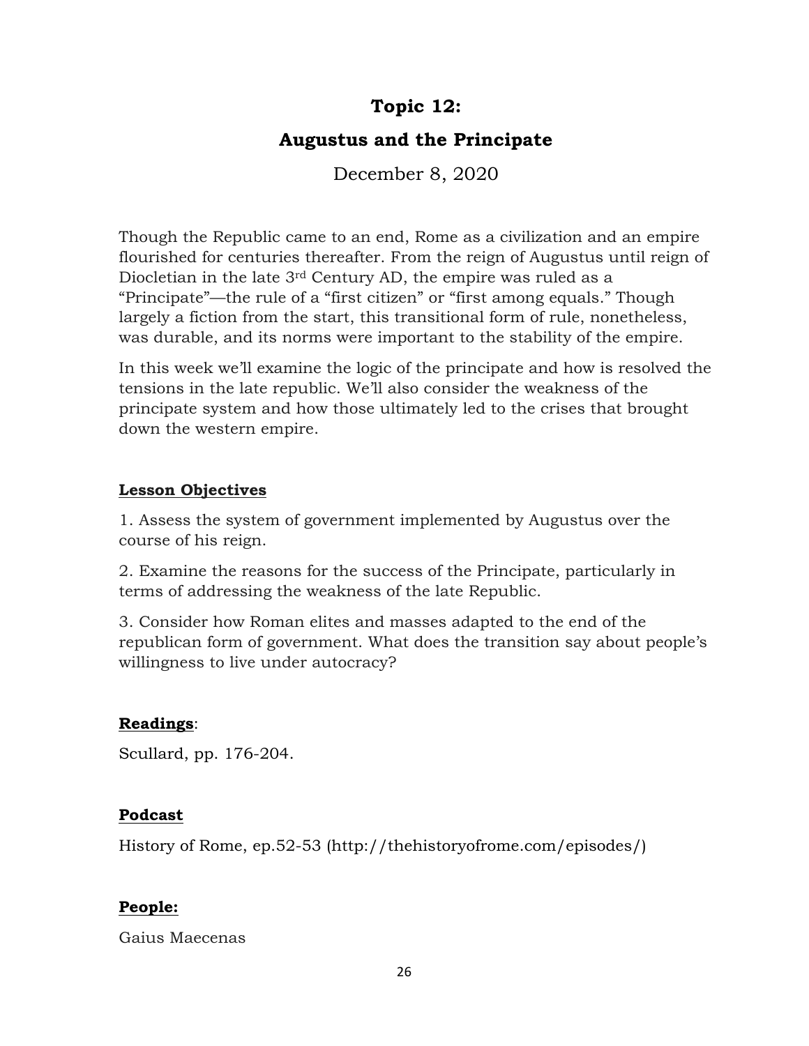# Topic 12:

# Augustus and the Principate

December 8, 2020

Though the Republic came to an end, Rome as a civilization and an empire flourished for centuries thereafter. From the reign of Augustus until reign of Diocletian in the late 3rd Century AD, the empire was ruled as a "Principate"—the rule of a "first citizen" or "first among equals." Though largely a fiction from the start, this transitional form of rule, nonetheless, was durable, and its norms were important to the stability of the empire.

In this week we'll examine the logic of the principate and how is resolved the tensions in the late republic. We'll also consider the weakness of the principate system and how those ultimately led to the crises that brought down the western empire.

**Lesson Objectives**

1. Assess the system of government implemented by Augustus over the course of his reign.

2. Examine the reasons for the success of the Principate, particularly in terms of addressing the weakness of the late Republic.

3. Consider how Roman elites and masses adapted to the end of the republican form of government. What does the transition say about people's willingness to live under autocracy?

**Readings**:

Scullard, pp. 176-204.

**Podcast**

History of Rome, ep.52-53 (http://thehistoryofrome.com/episodes/)

**People:**

Gaius Maecenas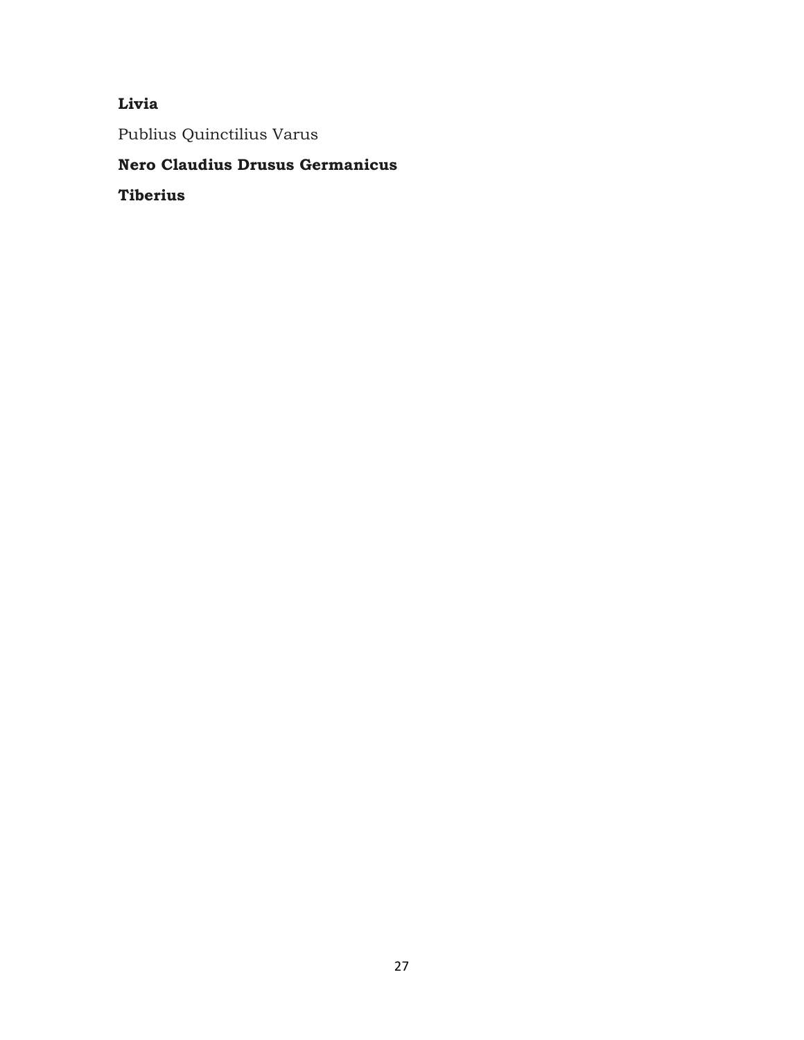**Livia**

Publius Quinctilius Varus

**Nero Claudius Drusus Germanicus**

**Tiberius**